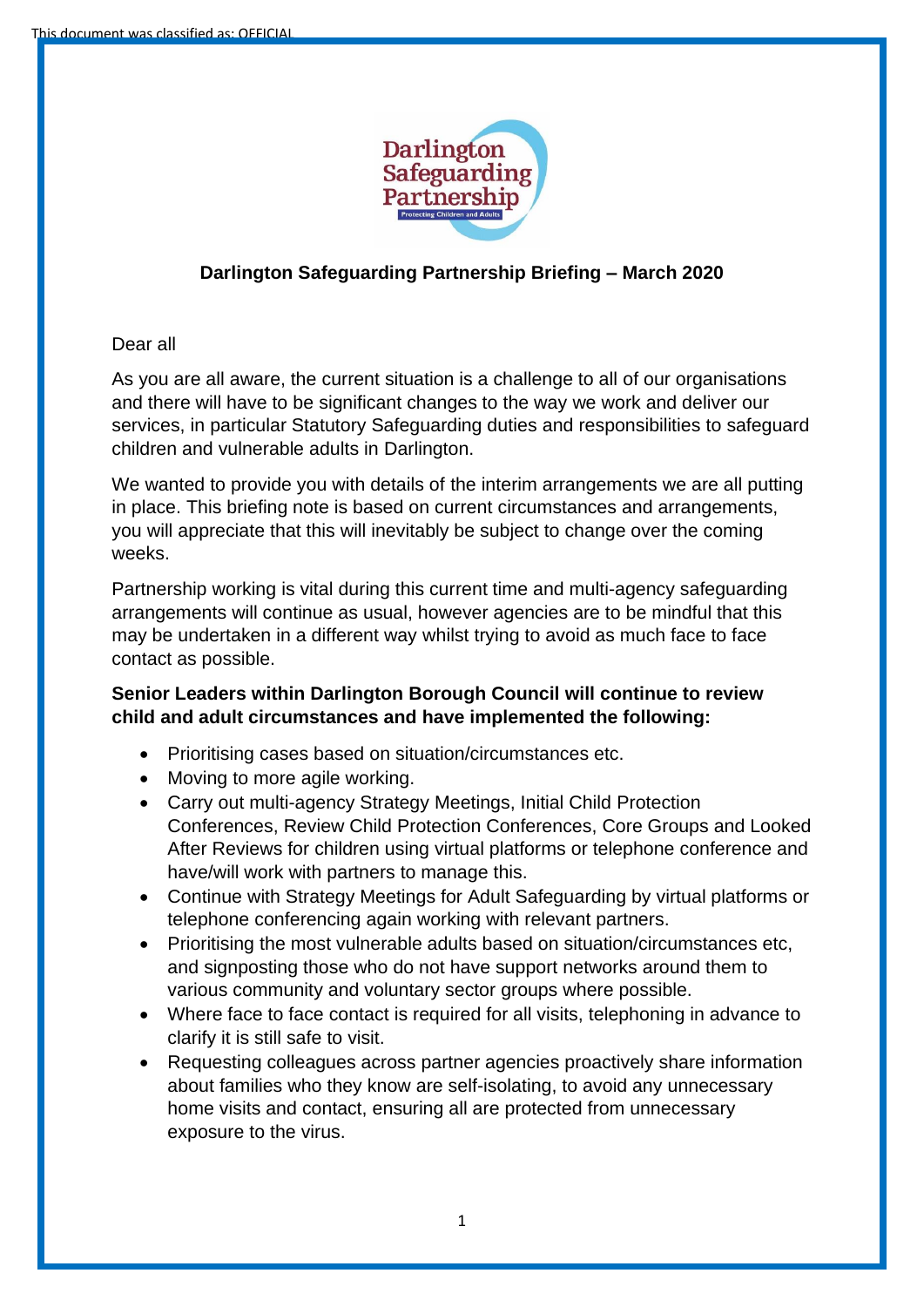This document was classified as: OFFICIAL

## Darlington Safeguarding Partnership Briefing – March 2020

Dear all

As you are all aware, the current situation is a challenge to all of our organisations and there will have to be significant changes to the way we work and deliver our services, in particular Statutory Safeguarding duties and responsibilities to safeguard children and vulnerable adults in Darlington.

We wanted to provide you with details of the interim arrangements we are all putting in place. This briefing note is based on current circumstances and arrangements, you will appreciate that this will inevitably be subject to change over the coming weeks.

Partnership working is vital during this current time and multi-agency safeguarding arrangements will continue as usual, however agencies are to be mindful that this may be undertaken in a different way whilst trying to avoid as much face to face contact as possible.

**Senior Leaders within Darlington Borough Council will continue to review child and adult circumstances and have implemented the following:**

- Prioritising cases based on situation/circumstances etc.
- Moving to more agile working.
- Carry out multi-agency Strategy Meetings, Initial Child Protection Conferences, Review Child Protection Conferences, Core Groups and Looked After Reviews for children using virtual platforms or telephone conference and have/will work with partners to manage this.
- Continue with Strategy Meetings for Adult Safeguarding by virtual platforms or telephone conferencing again working with relevant partners.
- Prioritising the most vulnerable adults based on situation/circumstances etc, and signposting those who do not have support networks around them to various community and voluntary sector groups where possible.
- Where face to face contact is required for all visits, telephoning in advance to clarify it is still safe to visit.
- Requesting colleagues across partner agencies proactively share information about families who they know are self-isolating, to avoid any unnecessary home visits and contact, ensuring all are protected from unnecessary exposure to the virus.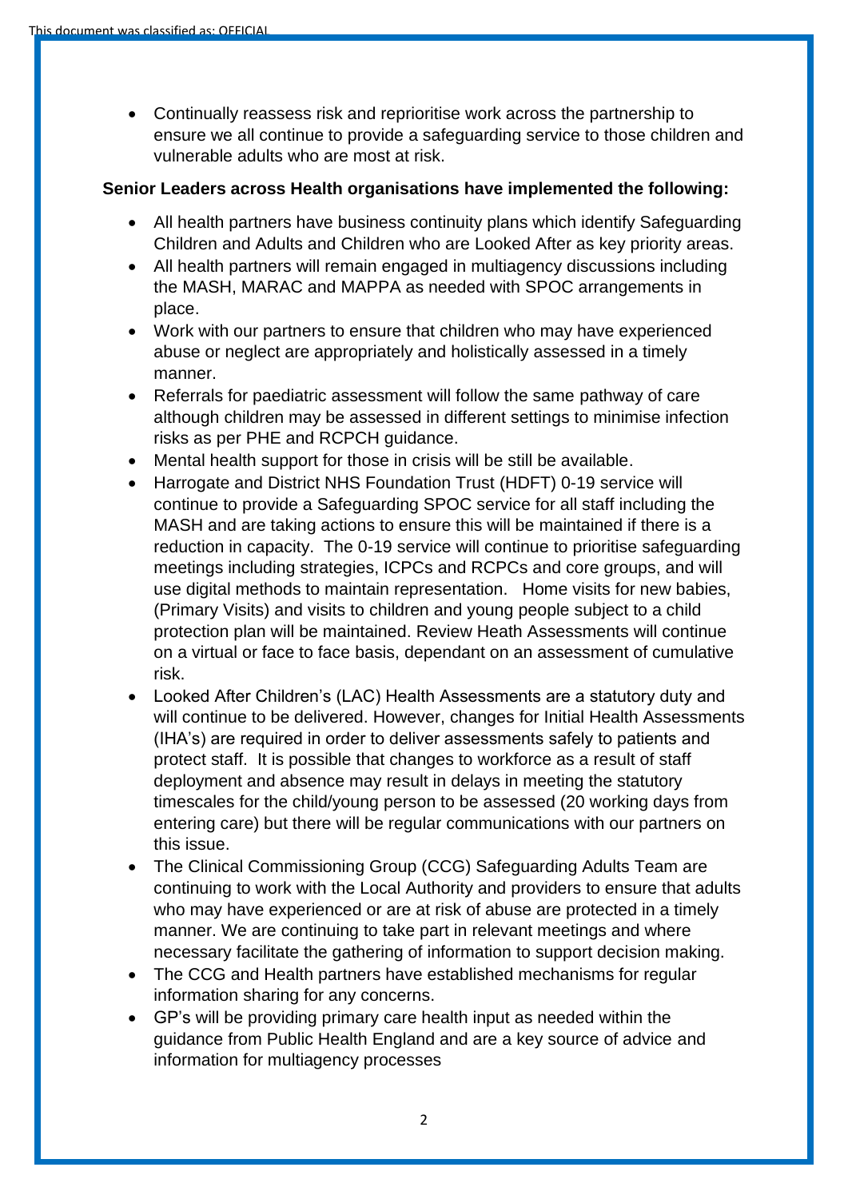- Continually reassess risk and reprioritise work across the partnership to ensure we all continue to provide a safeguarding service to those children and vulnerable adults who are most at risk.

**Senior Leaders across Health organisations have implemented the following:**

- All health partners have business continuity plans which identify Safeguarding Children and Adults and Children who are Looked After as key priority areas.
- All health partners will remain engaged in multiagency discussions including the MASH, MARAC and MAPPA as needed with SPOC arrangements in place.
- Work with our partners to ensure that children who may have experienced abuse or neglect are appropriately and holistically assessed in a timely manner.
- Referrals for paediatric assessment will follow the same pathway of care although children may be assessed in different settings to minimise infection risks as per PHE and RCPCH guidance.
- Mental health support for those in crisis will be still be available.
- Harrogate and District NHS Foundation Trust (HDFT) 0-19 service will continue to provide a Safeguarding SPOC service for all staff including the MASH and are taking actions to ensure this will be maintained if there is a reduction in capacity. The 0-19 service will continue to prioritise safeguarding meetings including strategies, ICPCs and RCPCs and core groups, and will use digital methods to maintain representation. Home visits for new babies, (Primary Visits) and visits to children and young people subject to a child protection plan will be maintained. Review Heath Assessments will continue on a virtual or face to face basis, dependant on an assessment of cumulative risk.
- Looked After Children's (LAC) Health Assessments are a statutory duty and will continue to be delivered. However, changes for Initial Health Assessments (IHA's) are required in order to deliver assessments safely to patients and protect staff. It is possible that changes to workforce as a result of staff deployment and absence may result in delays in meeting the statutory timescales for the child/young person to be assessed (20 working days from entering care) but there will be regular communications with our partners on this issue.
- The Clinical Commissioning Group (CCG) Safeguarding Adults Team are continuing to work with the Local Authority and providers to ensure that adults who may have experienced or are at risk of abuse are protected in a timely manner. We are continuing to take part in relevant meetings and where necessary facilitate the gathering of information to support decision making.
- The CCG and Health partners have established mechanisms for regular information sharing for any concerns.
- GP's will be providing primary care health input as needed within the guidance from Public Health England and are a key source of advice and information for multiagency processes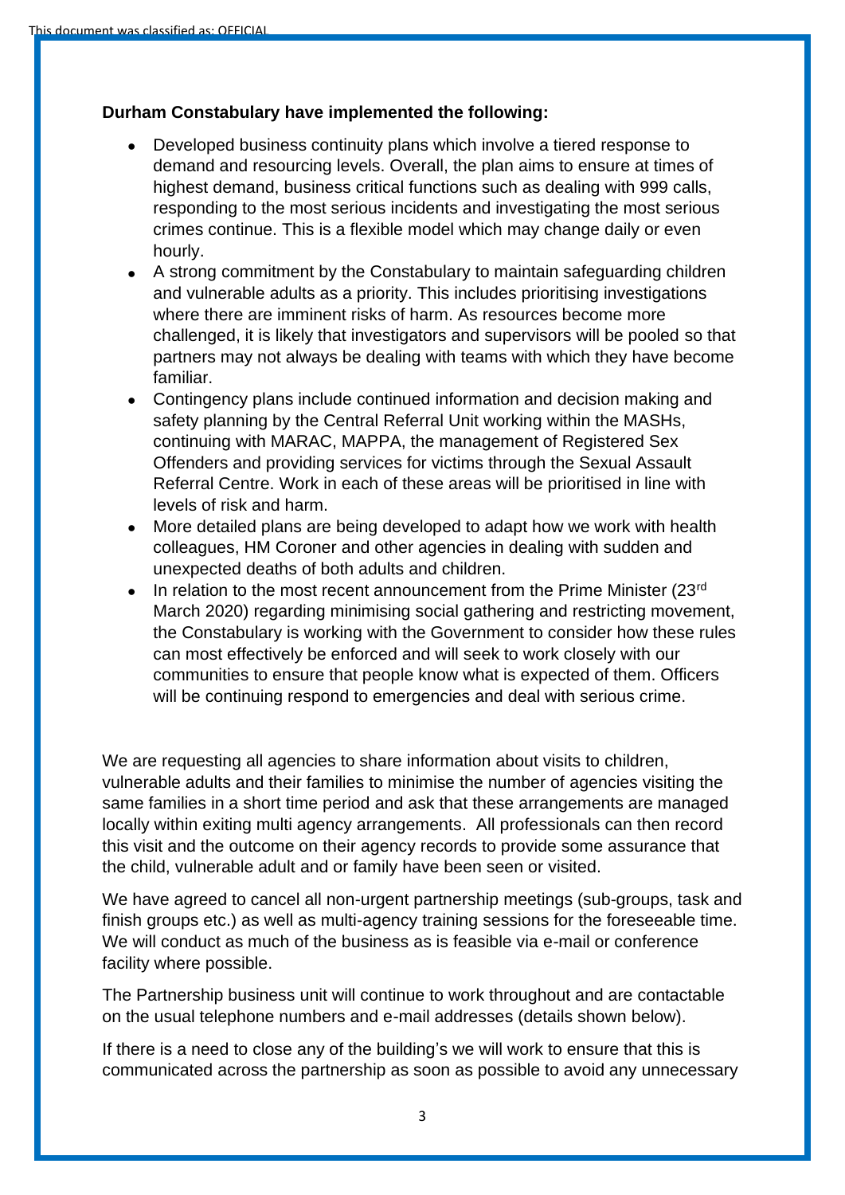**Durham Constabulary have implemented the following:**

- Developed business continuity plans which involve a tiered response to demand and resourcing levels. Overall, the plan aims to ensure at times of highest demand, business critical functions such as dealing with 999 calls, responding to the most serious incidents and investigating the most serious crimes continue. This is a flexible model which may change daily or even hourly.
- A strong commitment by the Constabulary to maintain safeguarding children and vulnerable adults as a priority. This includes prioritising investigations where there are imminent risks of harm. As resources become more challenged, it is likely that investigators and supervisors will be pooled so that partners may not always be dealing with teams with which they have become familiar.
- Contingency plans include continued information and decision making and safety planning by the Central Referral Unit working within the MASHs, continuing with MARAC, MAPPA, the management of Registered Sex Offenders and providing services for victims through the Sexual Assault Referral Centre. Work in each of these areas will be prioritised in line with levels of risk and harm.
- More detailed plans are being developed to adapt how we work with health colleagues, HM Coroner and other agencies in dealing with sudden and unexpected deaths of both adults and children.
- In relation to the most recent announcement from the Prime Minister (23rd March 2020) regarding minimising social gathering and restricting movement, the Constabulary is working with the Government to consider how these rules can most effectively be enforced and will seek to work closely with our communities to ensure that people know what is expected of them. Officers will be continuing respond to emergencies and deal with serious crime.

We are requesting all agencies to share information about visits to children, vulnerable adults and their families to minimise the number of agencies visiting the same families in a short time period and ask that these arrangements are managed locally within exiting multi agency arrangements. All professionals can then record this visit and the outcome on their agency records to provide some assurance that the child, vulnerable adult and or family have been seen or visited.

We have agreed to cancel all non-urgent partnership meetings (sub-groups, task and finish groups etc.) as well as multi-agency training sessions for the foreseeable time. We will conduct as much of the business as is feasible via e-mail or conference facility where possible.

The Partnership business unit will continue to work throughout and are contactable on the usual telephone numbers and e-mail addresses (details shown below).

If there is a need to close any of the building's we will work to ensure that this is communicated across the partnership as soon as possible to avoid any unnecessary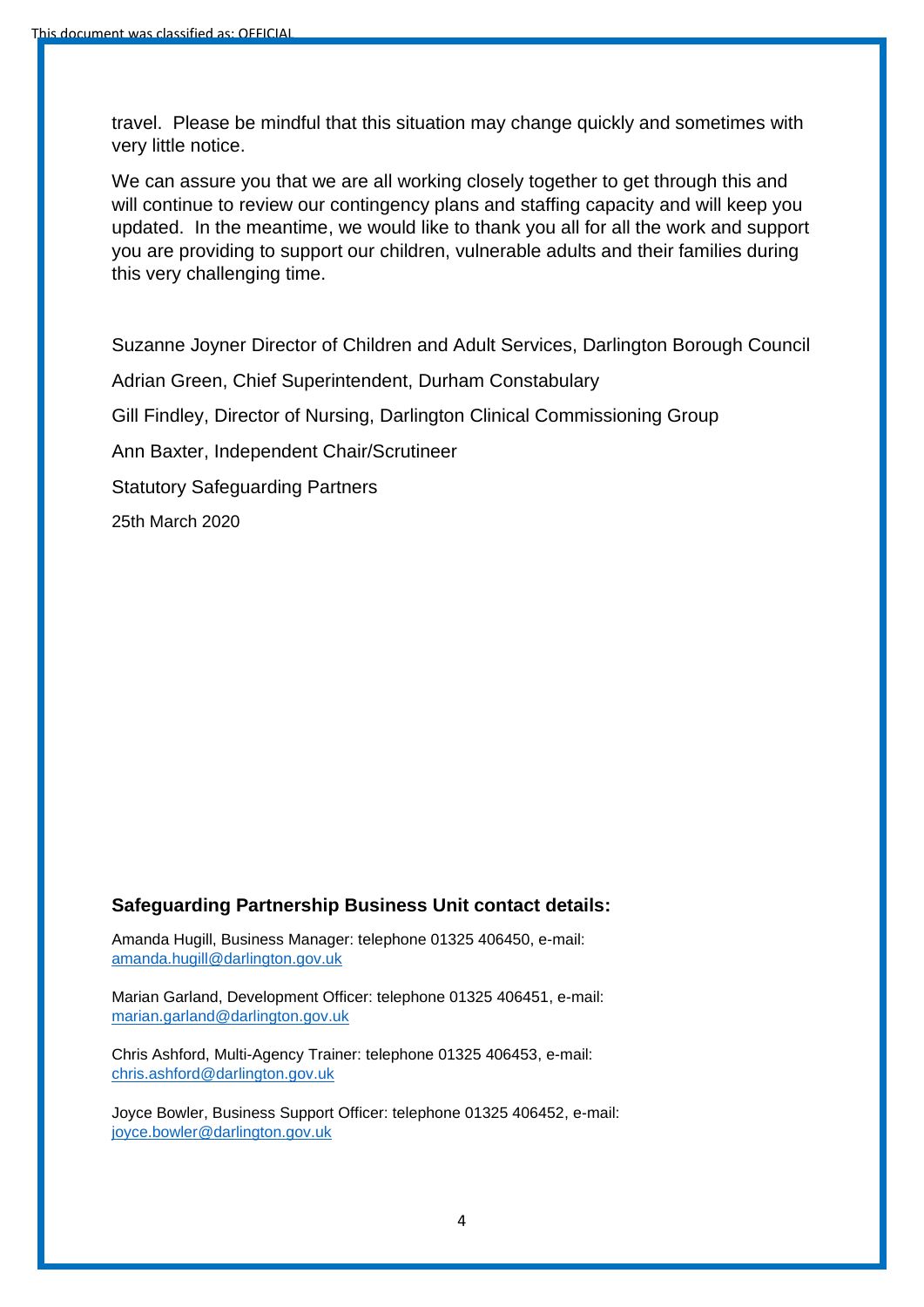travel. Please be mindful that this situation may change quickly and sometimes with very little notice.

We can assure you that we are all working closely together to get through this and will continue to review our contingency plans and staffing capacity and will keep you updated. In the meantime, we would like to thank you all for all the work and support you are providing to support our children, vulnerable adults and their families during this very challenging time.

Suzanne Joyner Director of Children and Adult Services, Darlington Borough Council

Adrian Green, Chief Superintendent, Durham Constabulary

Gill Findley, Director of Nursing, Darlington Clinical Commissioning Group

Ann Baxter, Independent Chair/Scrutineer

Statutory Safeguarding Partners

25th March 2020

**Safeguarding Partnership Business Unit contact details:**

Amanda Hugill, Business Manager: telephone 01325 406450, e-mail: amanda.hugill@darlington.gov.uk

Marian Garland, Development Officer: telephone 01325 406451, e-mail: marian.garland@darlington.gov.uk

Chris Ashford, Multi-Agency Trainer: telephone 01325 406453, e-mail: chris.ashford@darlington.gov.uk

Joyce Bowler, Business Support Officer: telephone 01325 406452, e-mail: joyce.bowler@darlington.gov.uk